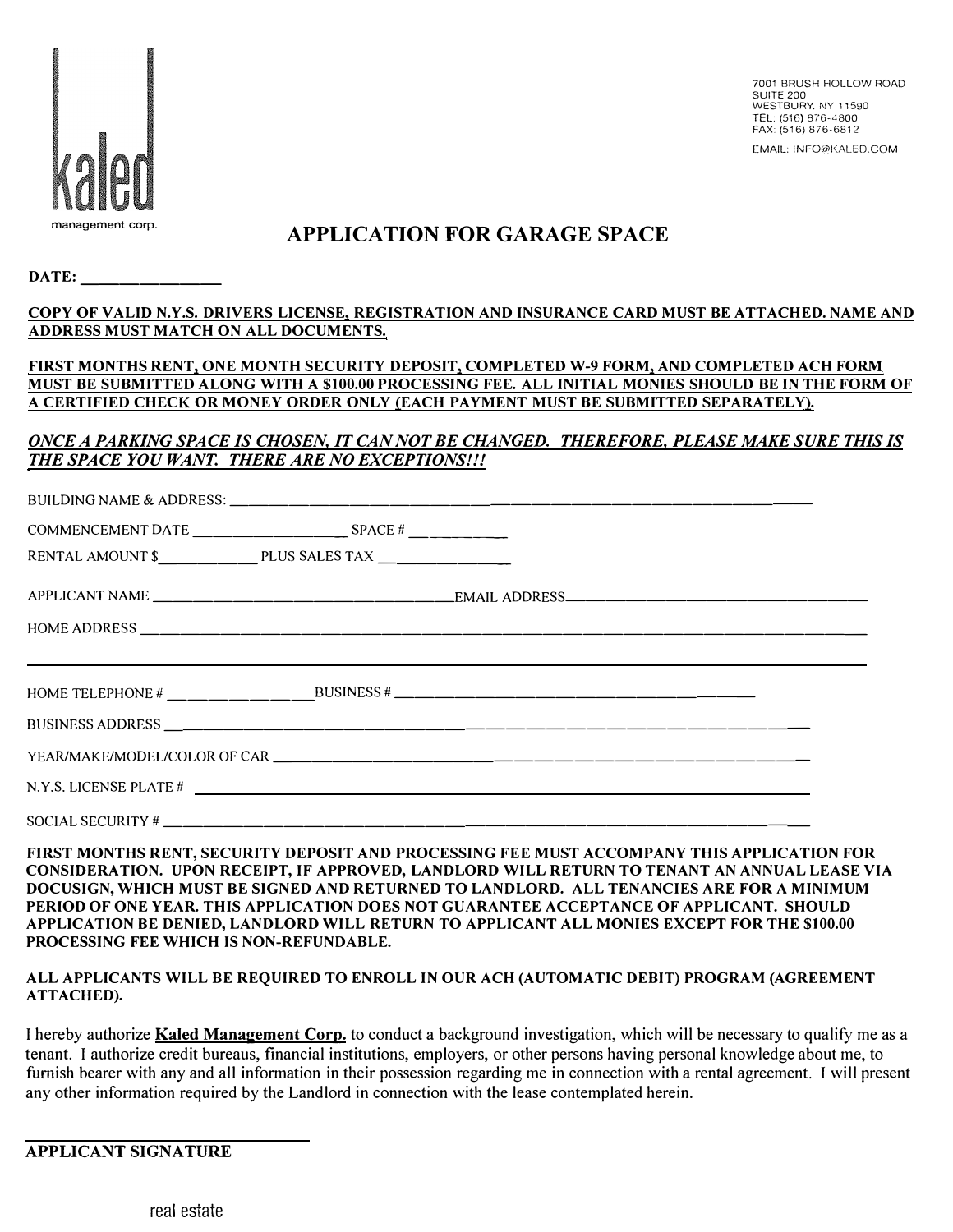kaled

management corp.

7001 BRUSH HOLLOW ROAD
SUITE 200
WESTBURY, NY 11590
TEL: (516) 876-4800
FAX: (516) 876-6812

EMAIL: INFO@KALED.COM

# APPLICATION FOR GARAGE SPACE

**DATE:** ________________

**COPY OF VALID N.Y.S. DRIVERS LICENSE, REGISTRATION AND INSURANCE CARD MUST BE ATTACHED. NAME AND ADDRESS MUST MATCH ON ALL DOCUMENTS.**

**FIRST MONTHS RENT, ONE MONTH SECURITY DEPOSIT, COMPLETED W-9 FORM, AND COMPLETED ACH FORM MUST BE SUBMITTED ALONG WITH A $100.00 PROCESSING FEE. ALL INITIAL MONIES SHOULD BE IN THE FORM OF A CERTIFIED CHECK OR MONEY ORDER ONLY (EACH PAYMENT MUST BE SUBMITTED SEPARATELY).**

***ONCE A PARKING SPACE IS CHOSEN, IT CAN NOT BE CHANGED. THEREFORE, PLEASE MAKE SURE THIS IS THE SPACE YOU WANT. THERE ARE NO EXCEPTIONS!!!***

BUILDING NAME & ADDRESS: ____________________________________________

COMMENCEMENT DATE ____________________ SPACE # ____________

RENTAL AMOUNT $____________ PLUS SALES TAX ______________

APPLICANT NAME ____________________________ EMAIL ADDRESS____________________________

HOME ADDRESS ____________________________________________________________

____________________________________________________________

HOME TELEPHONE # ________________ BUSINESS # ____________________________

BUSINESS ADDRESS ____________________________________________________________

YEAR/MAKE/MODEL/COLOR OF CAR ____________________________________________

N.Y.S. LICENSE PLATE # ____________________________________________

SOCIAL SECURITY # ____________________________________________

**FIRST MONTHS RENT, SECURITY DEPOSIT AND PROCESSING FEE MUST ACCOMPANY THIS APPLICATION FOR CONSIDERATION. UPON RECEIPT, IF APPROVED, LANDLORD WILL RETURN TO TENANT AN ANNUAL LEASE VIA DOCUSIGN, WHICH MUST BE SIGNED AND RETURNED TO LANDLORD. ALL TENANCIES ARE FOR A MINIMUM PERIOD OF ONE YEAR. THIS APPLICATION DOES NOT GUARANTEE ACCEPTANCE OF APPLICANT. SHOULD APPLICATION BE DENIED, LANDLORD WILL RETURN TO APPLICANT ALL MONIES EXCEPT FOR THE $100.00 PROCESSING FEE WHICH IS NON-REFUNDABLE.**

**ALL APPLICANTS WILL BE REQUIRED TO ENROLL IN OUR ACH (AUTOMATIC DEBIT) PROGRAM (AGREEMENT ATTACHED).**

I hereby authorize **Kaled Management Corp.** to conduct a background investigation, which will be necessary to qualify me as a tenant. I authorize credit bureaus, financial institutions, employers, or other persons having personal knowledge about me, to furnish bearer with any and all information in their possession regarding me in connection with a rental agreement. I will present any other information required by the Landlord in connection with the lease contemplated herein.

______________________________

**APPLICANT SIGNATURE**

real estate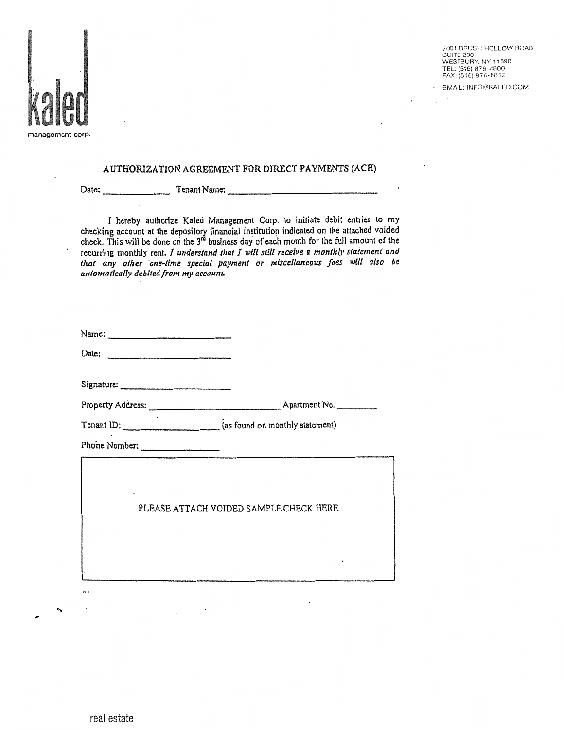kaled
management corp.

7001 BRUSH HOLLOW ROAD
SUITE 200
WESTBURY, NY 11590
TEL: (516) 876-4800
FAX: (516) 876-6812
EMAIL: INFO@KALED.COM

## AUTHORIZATION AGREEMENT FOR DIRECT PAYMENTS (ACH)

Date: _____________ Tenant Name: _________________________________

I hereby authorize Kaled Management Corp. to initiate debit entries to my checking account at the depository financial institution indicated on the attached voided check. This will be done on the 3rd business day of each month for the full amount of the recurring monthly rent. *I understand that I will still receive a monthly statement and that any other one-time special payment or miscellaneous fees will also be automatically debited from my account.*

Name: ________________________

Date: ________________________

Signature: ________________________

Property Address: __________________________ Apartment No. ________

Tenant ID: __________________ (as found on monthly statement)

Phone Number: _______________

PLEASE ATTACH VOIDED SAMPLE CHECK HERE

real estate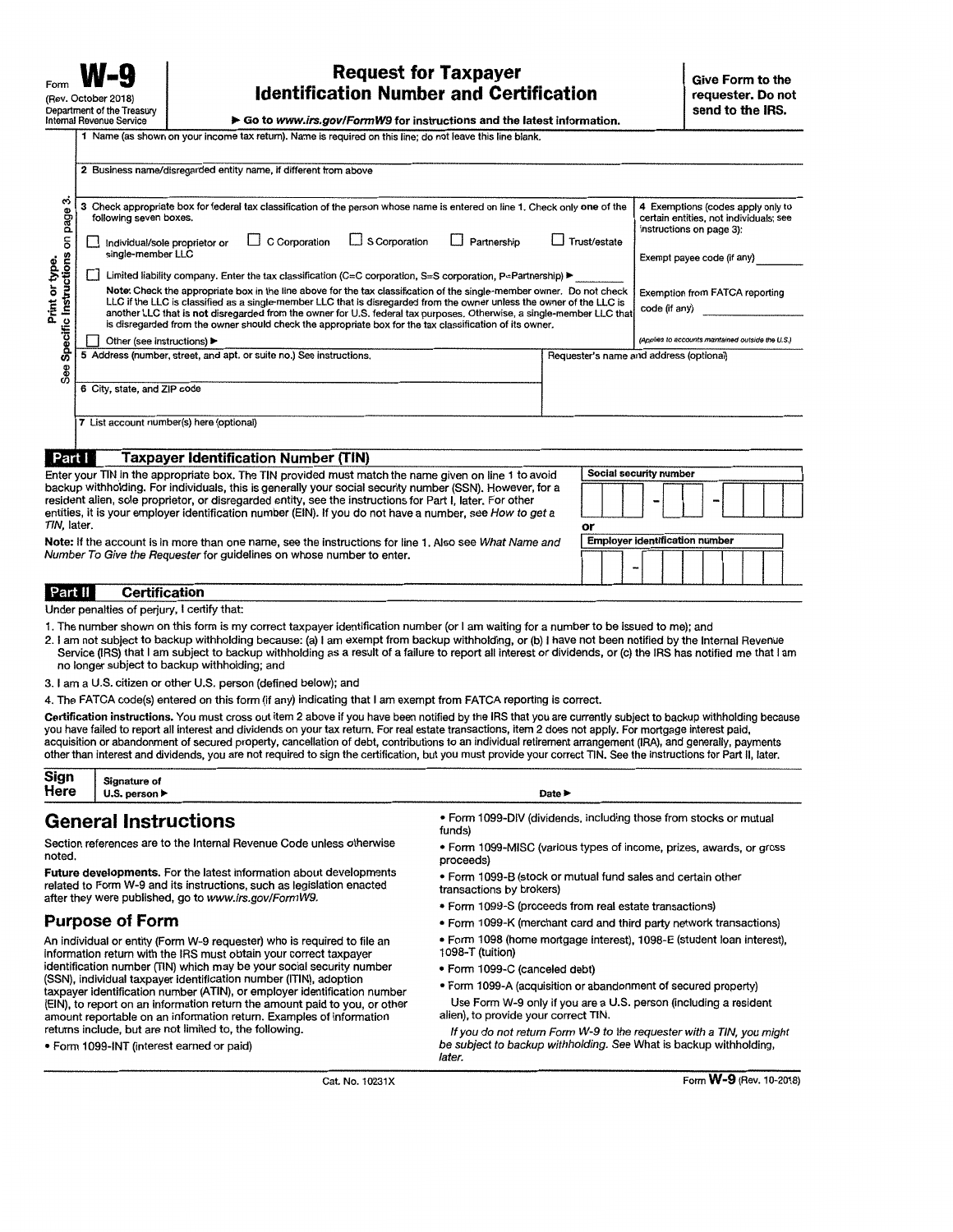Form **W-9**
(Rev. October 2018)
Department of the Treasury
Internal Revenue Service

# Request for Taxpayer Identification Number and Certification

▶ Go to *www.irs.gov/FormW9* for instructions and the latest information.

**Give Form to the requester. Do not send to the IRS.**

Print or type.
See Specific Instructions on page 3.

1 Name (as shown on your income tax return). Name is required on this line; do not leave this line blank.

2 Business name/disregarded entity name, if different from above

3 Check appropriate box for federal tax classification of the person whose name is entered on line 1. Check only **one** of the following seven boxes.

☐ Individual/sole proprietor or single-member LLC ☐ C Corporation ☐ S Corporation ☐ Partnership ☐ Trust/estate

☐ Limited liability company. Enter the tax classification (C=C corporation, S=S corporation, P=Partnership) ▶ ________

**Note:** Check the appropriate box in the line above for the tax classification of the single-member owner. Do not check LLC if the LLC is classified as a single-member LLC that is disregarded from the owner unless the owner of the LLC is another LLC that is **not** disregarded from the owner for U.S. federal tax purposes. Otherwise, a single-member LLC that is disregarded from the owner should check the appropriate box for the tax classification of its owner.

☐ Other (see instructions) ▶

4 Exemptions (codes apply only to certain entities, not individuals; see instructions on page 3):

Exempt payee code (if any) ________

Exemption from FATCA reporting code (if any) ________

*(Applies to accounts maintained outside the U.S.)*

5 Address (number, street, and apt. or suite no.) See instructions.

Requester's name and address (optional)

6 City, state, and ZIP code

7 List account number(s) here (optional)

## Part I Taxpayer Identification Number (TIN)

Enter your TIN in the appropriate box. The TIN provided must match the name given on line 1 to avoid backup withholding. For individuals, this is generally your social security number (SSN). However, for a resident alien, sole proprietor, or disregarded entity, see the instructions for Part I, later. For other entities, it is your employer identification number (EIN). If you do not have a number, see *How to get a TIN,* later.

**Note:** If the account is in more than one name, see the instructions for line 1. Also see *What Name and Number To Give the Requester* for guidelines on whose number to enter.

**Social security number**

☐☐☐ – ☐☐ – ☐☐☐☐

**or**

**Employer identification number**

☐☐ – ☐☐☐☐☐☐☐

## Part II Certification

Under penalties of perjury, I certify that:

1. The number shown on this form is my correct taxpayer identification number (or I am waiting for a number to be issued to me); and
2. I am not subject to backup withholding because: (a) I am exempt from backup withholding, or (b) I have not been notified by the Internal Revenue Service (IRS) that I am subject to backup withholding as a result of a failure to report all interest or dividends, or (c) the IRS has notified me that I am no longer subject to backup withholding; and
3. I am a U.S. citizen or other U.S. person (defined below); and
4. The FATCA code(s) entered on this form (if any) indicating that I am exempt from FATCA reporting is correct.

**Certification instructions.** You must cross out item 2 above if you have been notified by the IRS that you are currently subject to backup withholding because you have failed to report all interest and dividends on your tax return. For real estate transactions, item 2 does not apply. For mortgage interest paid, acquisition or abandonment of secured property, cancellation of debt, contributions to an individual retirement arrangement (IRA), and generally, payments other than interest and dividends, you are not required to sign the certification, but you must provide your correct TIN. See the instructions for Part II, later.

**Sign Here** Signature of U.S. person ▶ Date ▶

# General Instructions

Section references are to the Internal Revenue Code unless otherwise noted.

**Future developments.** For the latest information about developments related to Form W-9 and its instructions, such as legislation enacted after they were published, go to *www.irs.gov/FormW9.*

## Purpose of Form

An individual or entity (Form W-9 requester) who is required to file an information return with the IRS must obtain your correct taxpayer identification number (TIN) which may be your social security number (SSN), individual taxpayer identification number (ITIN), adoption taxpayer identification number (ATIN), or employer identification number (EIN), to report on an information return the amount paid to you, or other amount reportable on an information return. Examples of information returns include, but are not limited to, the following.

- Form 1099-INT (interest earned or paid)
- Form 1099-DIV (dividends, including those from stocks or mutual funds)
- Form 1099-MISC (various types of income, prizes, awards, or gross proceeds)
- Form 1099-B (stock or mutual fund sales and certain other transactions by brokers)
- Form 1099-S (proceeds from real estate transactions)
- Form 1099-K (merchant card and third party network transactions)
- Form 1098 (home mortgage interest), 1098-E (student loan interest), 1098-T (tuition)
- Form 1099-C (canceled debt)
- Form 1099-A (acquisition or abandonment of secured property)

Use Form W-9 only if you are a U.S. person (including a resident alien), to provide your correct TIN.

*If you do not return Form W-9 to the requester with a TIN, you might be subject to backup withholding. See* What is backup withholding, *later.*

Cat. No. 10231X Form **W-9** (Rev. 10-2018)